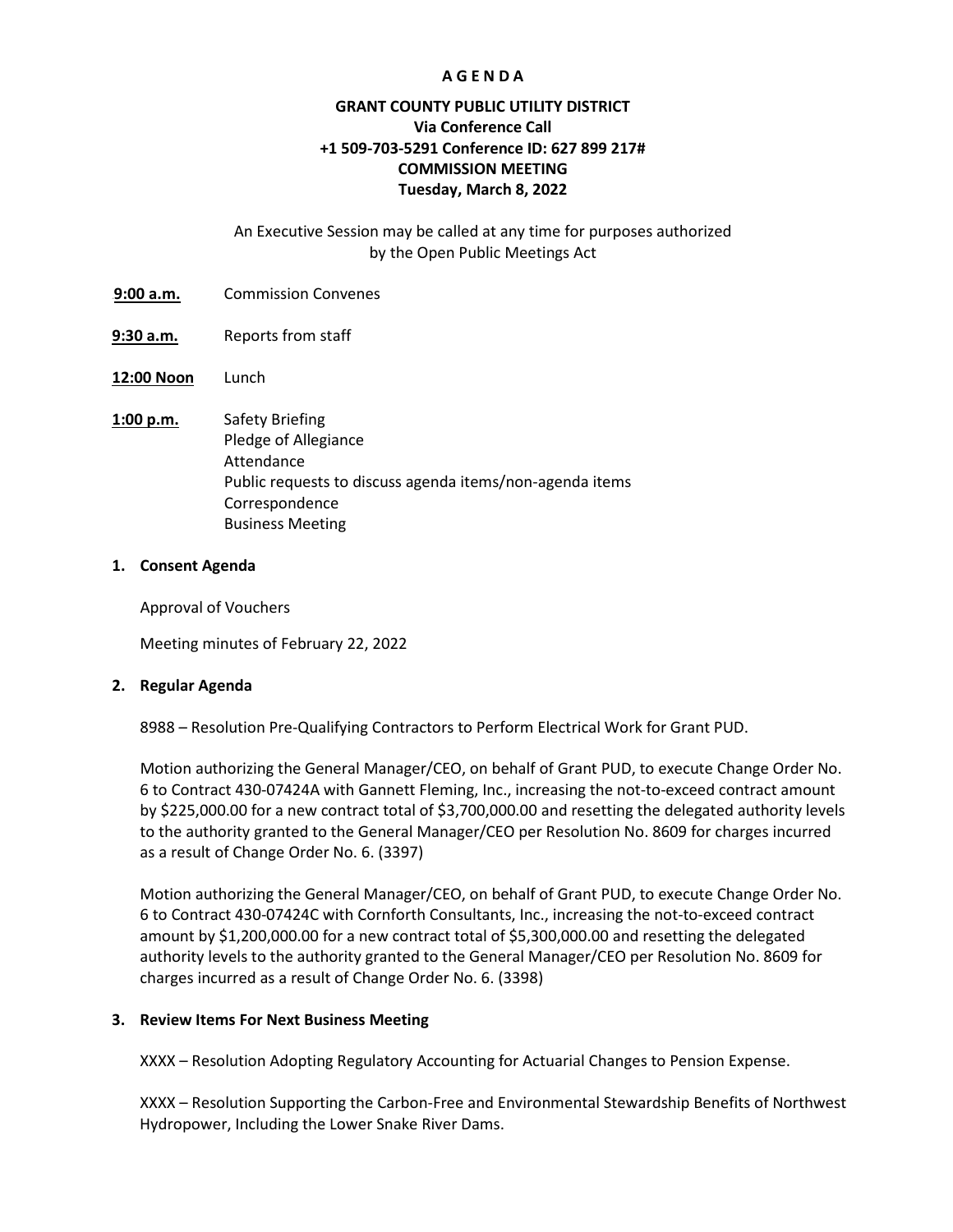# A G E N D A

**GRANT COUNTY PUBLIC UTILITY DISTRICT**
**Via Conference Call**
**+1 509-703-5291 Conference ID: 627 899 217#**
**COMMISSION MEETING**
**Tuesday, March 8, 2022**

An Executive Session may be called at any time for purposes authorized by the Open Public Meetings Act

**9:00 a.m.** Commission Convenes

**9:30 a.m.** Reports from staff

**12:00 Noon** Lunch

**1:00 p.m.** Safety Briefing
Pledge of Allegiance
Attendance
Public requests to discuss agenda items/non-agenda items
Correspondence
Business Meeting

## 1. Consent Agenda

Approval of Vouchers

Meeting minutes of February 22, 2022

## 2. Regular Agenda

8988 – Resolution Pre-Qualifying Contractors to Perform Electrical Work for Grant PUD.

Motion authorizing the General Manager/CEO, on behalf of Grant PUD, to execute Change Order No. 6 to Contract 430-07424A with Gannett Fleming, Inc., increasing the not-to-exceed contract amount by $225,000.00 for a new contract total of $3,700,000.00 and resetting the delegated authority levels to the authority granted to the General Manager/CEO per Resolution No. 8609 for charges incurred as a result of Change Order No. 6. (3397)

Motion authorizing the General Manager/CEO, on behalf of Grant PUD, to execute Change Order No. 6 to Contract 430-07424C with Cornforth Consultants, Inc., increasing the not-to-exceed contract amount by $1,200,000.00 for a new contract total of $5,300,000.00 and resetting the delegated authority levels to the authority granted to the General Manager/CEO per Resolution No. 8609 for charges incurred as a result of Change Order No. 6. (3398)

## 3. Review Items For Next Business Meeting

XXXX – Resolution Adopting Regulatory Accounting for Actuarial Changes to Pension Expense.

XXXX – Resolution Supporting the Carbon-Free and Environmental Stewardship Benefits of Northwest Hydropower, Including the Lower Snake River Dams.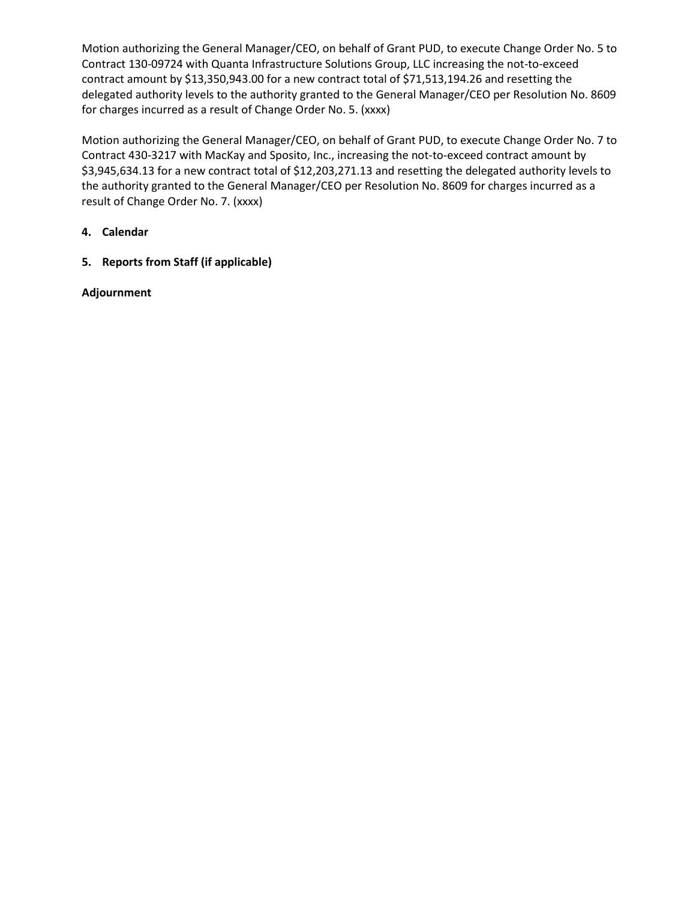Motion authorizing the General Manager/CEO, on behalf of Grant PUD, to execute Change Order No. 5 to Contract 130-09724 with Quanta Infrastructure Solutions Group, LLC increasing the not-to-exceed contract amount by $13,350,943.00 for a new contract total of $71,513,194.26 and resetting the delegated authority levels to the authority granted to the General Manager/CEO per Resolution No. 8609 for charges incurred as a result of Change Order No. 5. (xxxx)

Motion authorizing the General Manager/CEO, on behalf of Grant PUD, to execute Change Order No. 7 to Contract 430-3217 with MacKay and Sposito, Inc., increasing the not-to-exceed contract amount by $3,945,634.13 for a new contract total of $12,203,271.13 and resetting the delegated authority levels to the authority granted to the General Manager/CEO per Resolution No. 8609 for charges incurred as a result of Change Order No. 7. (xxxx)

**4. Calendar**

**5. Reports from Staff (if applicable)**

**Adjournment**